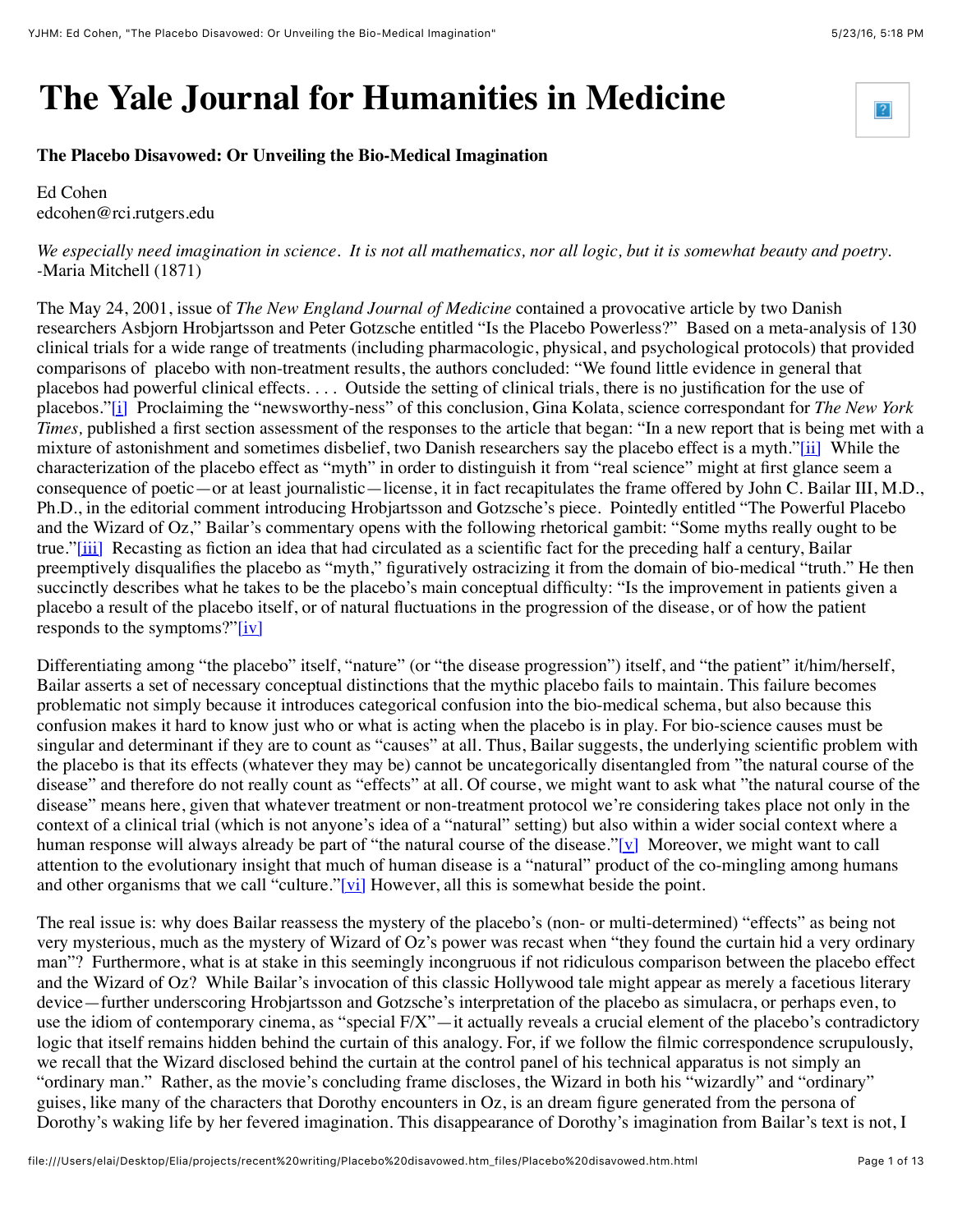# The Yale Journal for Humanities in Medicine

**The Placebo Disavowed: Or Unveiling the Bio-Medical Imagination**

Ed Cohen
edcohen@rci.rutgers.edu

*We especially need imagination in science. It is not all mathematics, nor all logic, but it is somewhat beauty and poetry.* -Maria Mitchell (1871)

The May 24, 2001, issue of *The New England Journal of Medicine* contained a provocative article by two Danish researchers Asbjorn Hrobjartsson and Peter Gotzsche entitled "Is the Placebo Powerless?" Based on a meta-analysis of 130 clinical trials for a wide range of treatments (including pharmacologic, physical, and psychological protocols) that provided comparisons of placebo with non-treatment results, the authors concluded: "We found little evidence in general that placebos had powerful clinical effects. . . . Outside the setting of clinical trials, there is no justification for the use of placebos."[i] Proclaiming the "newsworthy-ness" of this conclusion, Gina Kolata, science correspondant for *The New York Times,* published a first section assessment of the responses to the article that began: "In a new report that is being met with a mixture of astonishment and sometimes disbelief, two Danish researchers say the placebo effect is a myth."[ii] While the characterization of the placebo effect as "myth" in order to distinguish it from "real science" might at first glance seem a consequence of poetic—or at least journalistic—license, it in fact recapitulates the frame offered by John C. Bailar III, M.D., Ph.D., in the editorial comment introducing Hrobjartsson and Gotzsche's piece. Pointedly entitled "The Powerful Placebo and the Wizard of Oz," Bailar's commentary opens with the following rhetorical gambit: "Some myths really ought to be true."[iii] Recasting as fiction an idea that had circulated as a scientific fact for the preceding half a century, Bailar preemptively disqualifies the placebo as "myth," figuratively ostracizing it from the domain of bio-medical "truth." He then succinctly describes what he takes to be the placebo's main conceptual difficulty: "Is the improvement in patients given a placebo a result of the placebo itself, or of natural fluctuations in the progression of the disease, or of how the patient responds to the symptoms?"[iv]

Differentiating among "the placebo" itself, "nature" (or "the disease progression") itself, and "the patient" it/him/herself, Bailar asserts a set of necessary conceptual distinctions that the mythic placebo fails to maintain. This failure becomes problematic not simply because it introduces categorical confusion into the bio-medical schema, but also because this confusion makes it hard to know just who or what is acting when the placebo is in play. For bio-science causes must be singular and determinant if they are to count as "causes" at all. Thus, Bailar suggests, the underlying scientific problem with the placebo is that its effects (whatever they may be) cannot be uncategorically disentangled from "the natural course of the disease" and therefore do not really count as "effects" at all. Of course, we might want to ask what "the natural course of the disease" means here, given that whatever treatment or non-treatment protocol we're considering takes place not only in the context of a clinical trial (which is not anyone's idea of a "natural" setting) but also within a wider social context where a human response will always already be part of "the natural course of the disease."[v] Moreover, we might want to call attention to the evolutionary insight that much of human disease is a "natural" product of the co-mingling among humans and other organisms that we call "culture."[vi] However, all this is somewhat beside the point.

The real issue is: why does Bailar reassess the mystery of the placebo's (non- or multi-determined) "effects" as being not very mysterious, much as the mystery of Wizard of Oz's power was recast when "they found the curtain hid a very ordinary man"? Furthermore, what is at stake in this seemingly incongruous if not ridiculous comparison between the placebo effect and the Wizard of Oz? While Bailar's invocation of this classic Hollywood tale might appear as merely a facetious literary device—further underscoring Hrobjartsson and Gotzsche's interpretation of the placebo as simulacra, or perhaps even, to use the idiom of contemporary cinema, as "special F/X"—it actually reveals a crucial element of the placebo's contradictory logic that itself remains hidden behind the curtain of this analogy. For, if we follow the filmic correspondence scrupulously, we recall that the Wizard disclosed behind the curtain at the control panel of his technical apparatus is not simply an "ordinary man." Rather, as the movie's concluding frame discloses, the Wizard in both his "wizardly" and "ordinary" guises, like many of the characters that Dorothy encounters in Oz, is an dream figure generated from the persona of Dorothy's waking life by her fevered imagination. This disappearance of Dorothy's imagination from Bailar's text is not, I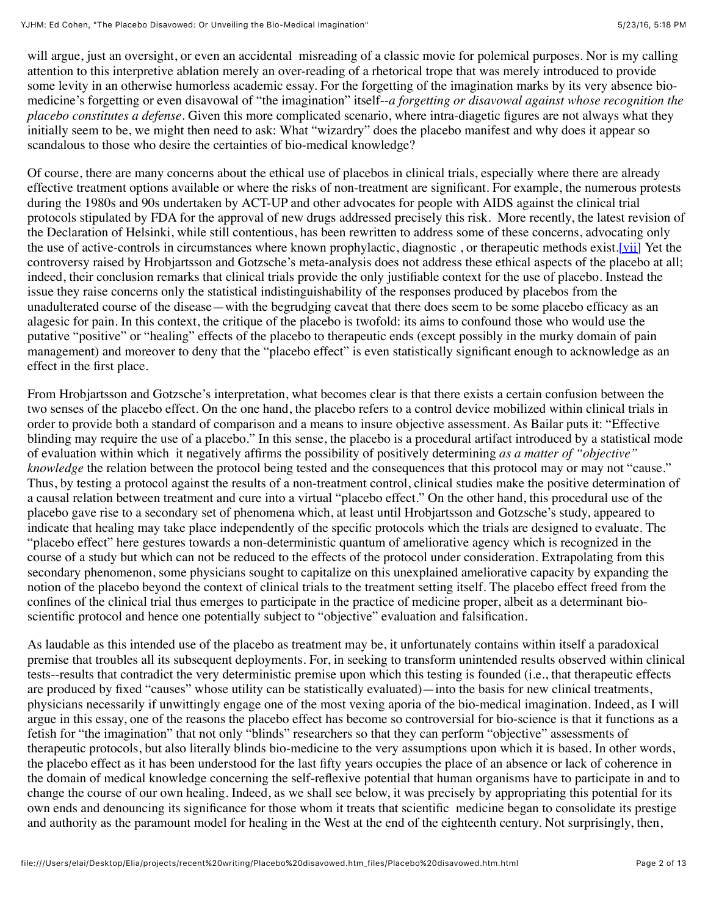will argue, just an oversight, or even an accidental misreading of a classic movie for polemical purposes. Nor is my calling attention to this interpretive ablation merely an over-reading of a rhetorical trope that was merely introduced to provide some levity in an otherwise humorless academic essay. For the forgetting of the imagination marks by its very absence bio-medicine's forgetting or even disavowal of "the imagination" itself--*a forgetting or disavowal against whose recognition the placebo constitutes a defense*. Given this more complicated scenario, where intra-diagetic figures are not always what they initially seem to be, we might then need to ask: What "wizardry" does the placebo manifest and why does it appear so scandalous to those who desire the certainties of bio-medical knowledge?

Of course, there are many concerns about the ethical use of placebos in clinical trials, especially where there are already effective treatment options available or where the risks of non-treatment are significant. For example, the numerous protests during the 1980s and 90s undertaken by ACT-UP and other advocates for people with AIDS against the clinical trial protocols stipulated by FDA for the approval of new drugs addressed precisely this risk. More recently, the latest revision of the Declaration of Helsinki, while still contentious, has been rewritten to address some of these concerns, advocating only the use of active-controls in circumstances where known prophylactic, diagnostic , or therapeutic methods exist.[vii] Yet the controversy raised by Hrobjartsson and Gotzsche's meta-analysis does not address these ethical aspects of the placebo at all; indeed, their conclusion remarks that clinical trials provide the only justifiable context for the use of placebo. Instead the issue they raise concerns only the statistical indistinguishability of the responses produced by placebos from the unadulterated course of the disease—with the begrudging caveat that there does seem to be some placebo efficacy as an alagesic for pain. In this context, the critique of the placebo is twofold: its aims to confound those who would use the putative "positive" or "healing" effects of the placebo to therapeutic ends (except possibly in the murky domain of pain management) and moreover to deny that the "placebo effect" is even statistically significant enough to acknowledge as an effect in the first place.

From Hrobjartsson and Gotzsche's interpretation, what becomes clear is that there exists a certain confusion between the two senses of the placebo effect. On the one hand, the placebo refers to a control device mobilized within clinical trials in order to provide both a standard of comparison and a means to insure objective assessment. As Bailar puts it: "Effective blinding may require the use of a placebo." In this sense, the placebo is a procedural artifact introduced by a statistical mode of evaluation within which it negatively affirms the possibility of positively determining *as a matter of "objective" knowledge* the relation between the protocol being tested and the consequences that this protocol may or may not "cause." Thus, by testing a protocol against the results of a non-treatment control, clinical studies make the positive determination of a causal relation between treatment and cure into a virtual "placebo effect." On the other hand, this procedural use of the placebo gave rise to a secondary set of phenomena which, at least until Hrobjartsson and Gotzsche's study, appeared to indicate that healing may take place independently of the specific protocols which the trials are designed to evaluate. The "placebo effect" here gestures towards a non-deterministic quantum of ameliorative agency which is recognized in the course of a study but which can not be reduced to the effects of the protocol under consideration. Extrapolating from this secondary phenomenon, some physicians sought to capitalize on this unexplained ameliorative capacity by expanding the notion of the placebo beyond the context of clinical trials to the treatment setting itself. The placebo effect freed from the confines of the clinical trial thus emerges to participate in the practice of medicine proper, albeit as a determinant bio-scientific protocol and hence one potentially subject to "objective" evaluation and falsification.

As laudable as this intended use of the placebo as treatment may be, it unfortunately contains within itself a paradoxical premise that troubles all its subsequent deployments. For, in seeking to transform unintended results observed within clinical tests--results that contradict the very deterministic premise upon which this testing is founded (i.e., that therapeutic effects are produced by fixed "causes" whose utility can be statistically evaluated)—into the basis for new clinical treatments, physicians necessarily if unwittingly engage one of the most vexing aporia of the bio-medical imagination. Indeed, as I will argue in this essay, one of the reasons the placebo effect has become so controversial for bio-science is that it functions as a fetish for "the imagination" that not only "blinds" researchers so that they can perform "objective" assessments of therapeutic protocols, but also literally blinds bio-medicine to the very assumptions upon which it is based. In other words, the placebo effect as it has been understood for the last fifty years occupies the place of an absence or lack of coherence in the domain of medical knowledge concerning the self-reflexive potential that human organisms have to participate in and to change the course of our own healing. Indeed, as we shall see below, it was precisely by appropriating this potential for its own ends and denouncing its significance for those whom it treats that scientific medicine began to consolidate its prestige and authority as the paramount model for healing in the West at the end of the eighteenth century. Not surprisingly, then,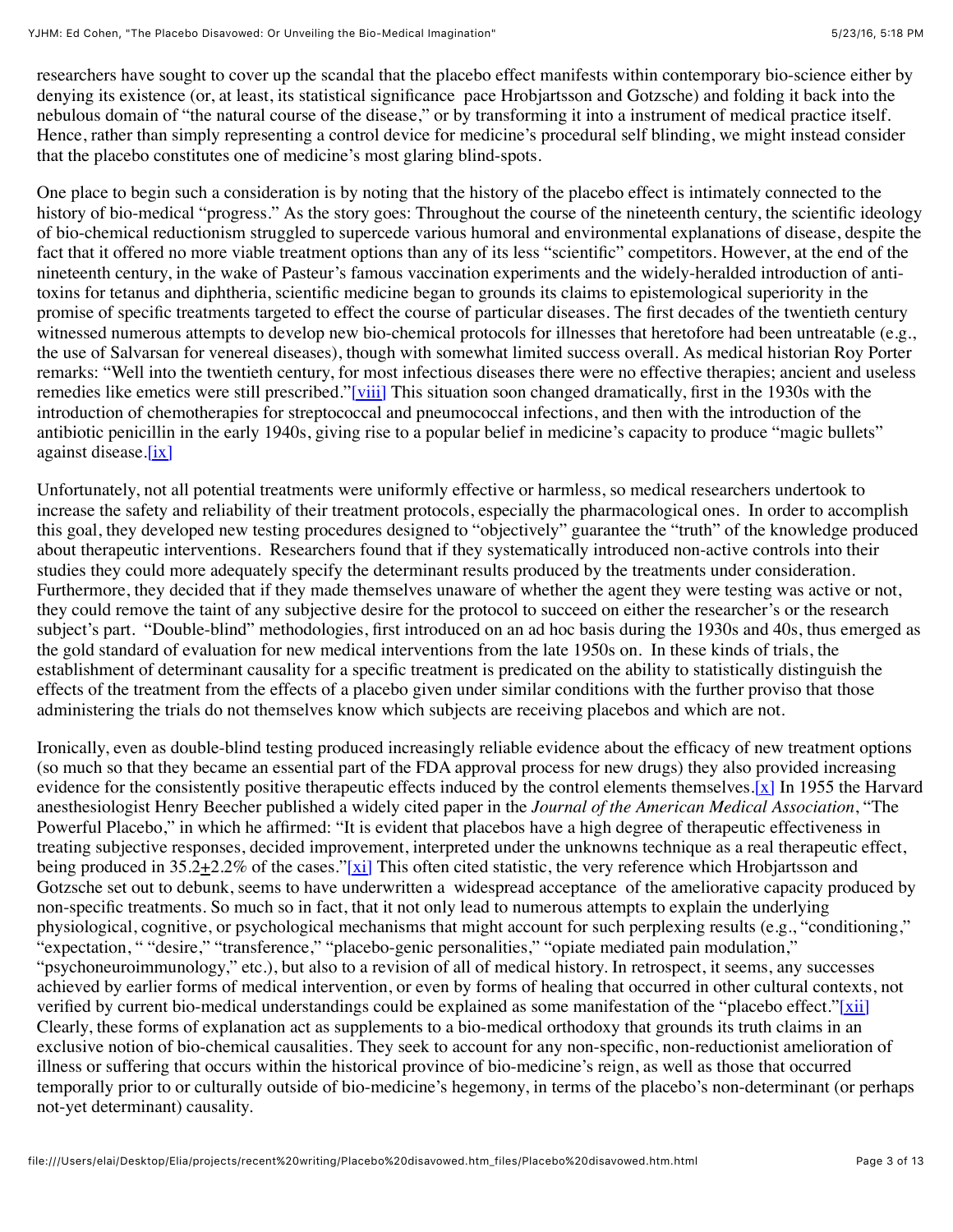researchers have sought to cover up the scandal that the placebo effect manifests within contemporary bio-science either by denying its existence (or, at least, its statistical significance pace Hrobjartsson and Gotzsche) and folding it back into the nebulous domain of "the natural course of the disease," or by transforming it into a instrument of medical practice itself. Hence, rather than simply representing a control device for medicine's procedural self blinding, we might instead consider that the placebo constitutes one of medicine's most glaring blind-spots.

One place to begin such a consideration is by noting that the history of the placebo effect is intimately connected to the history of bio-medical "progress." As the story goes: Throughout the course of the nineteenth century, the scientific ideology of bio-chemical reductionism struggled to supercede various humoral and environmental explanations of disease, despite the fact that it offered no more viable treatment options than any of its less "scientific" competitors. However, at the end of the nineteenth century, in the wake of Pasteur's famous vaccination experiments and the widely-heralded introduction of anti-toxins for tetanus and diphtheria, scientific medicine began to grounds its claims to epistemological superiority in the promise of specific treatments targeted to effect the course of particular diseases. The first decades of the twentieth century witnessed numerous attempts to develop new bio-chemical protocols for illnesses that heretofore had been untreatable (e.g., the use of Salvarsan for venereal diseases), though with somewhat limited success overall. As medical historian Roy Porter remarks: "Well into the twentieth century, for most infectious diseases there were no effective therapies; ancient and useless remedies like emetics were still prescribed."[viii] This situation soon changed dramatically, first in the 1930s with the introduction of chemotherapies for streptococcal and pneumococcal infections, and then with the introduction of the antibiotic penicillin in the early 1940s, giving rise to a popular belief in medicine's capacity to produce "magic bullets" against disease.[ix]

Unfortunately, not all potential treatments were uniformly effective or harmless, so medical researchers undertook to increase the safety and reliability of their treatment protocols, especially the pharmacological ones. In order to accomplish this goal, they developed new testing procedures designed to "objectively" guarantee the "truth" of the knowledge produced about therapeutic interventions. Researchers found that if they systematically introduced non-active controls into their studies they could more adequately specify the determinant results produced by the treatments under consideration. Furthermore, they decided that if they made themselves unaware of whether the agent they were testing was active or not, they could remove the taint of any subjective desire for the protocol to succeed on either the researcher's or the research subject's part. "Double-blind" methodologies, first introduced on an ad hoc basis during the 1930s and 40s, thus emerged as the gold standard of evaluation for new medical interventions from the late 1950s on. In these kinds of trials, the establishment of determinant causality for a specific treatment is predicated on the ability to statistically distinguish the effects of the treatment from the effects of a placebo given under similar conditions with the further proviso that those administering the trials do not themselves know which subjects are receiving placebos and which are not.

Ironically, even as double-blind testing produced increasingly reliable evidence about the efficacy of new treatment options (so much so that they became an essential part of the FDA approval process for new drugs) they also provided increasing evidence for the consistently positive therapeutic effects induced by the control elements themselves.[x] In 1955 the Harvard anesthesiologist Henry Beecher published a widely cited paper in the *Journal of the American Medical Association*, "The Powerful Placebo," in which he affirmed: "It is evident that placebos have a high degree of therapeutic effectiveness in treating subjective responses, decided improvement, interpreted under the unknowns technique as a real therapeutic effect, being produced in 35.2±2.2% of the cases."[xi] This often cited statistic, the very reference which Hrobjartsson and Gotzsche set out to debunk, seems to have underwritten a widespread acceptance of the ameliorative capacity produced by non-specific treatments. So much so in fact, that it not only lead to numerous attempts to explain the underlying physiological, cognitive, or psychological mechanisms that might account for such perplexing results (e.g., "conditioning," "expectation, " "desire," "transference," "placebo-genic personalities," "opiate mediated pain modulation," "psychoneuroimmunology," etc.), but also to a revision of all of medical history. In retrospect, it seems, any successes achieved by earlier forms of medical intervention, or even by forms of healing that occurred in other cultural contexts, not verified by current bio-medical understandings could be explained as some manifestation of the "placebo effect."[xii] Clearly, these forms of explanation act as supplements to a bio-medical orthodoxy that grounds its truth claims in an exclusive notion of bio-chemical causalities. They seek to account for any non-specific, non-reductionist amelioration of illness or suffering that occurs within the historical province of bio-medicine's reign, as well as those that occurred temporally prior to or culturally outside of bio-medicine's hegemony, in terms of the placebo's non-determinant (or perhaps not-yet determinant) causality.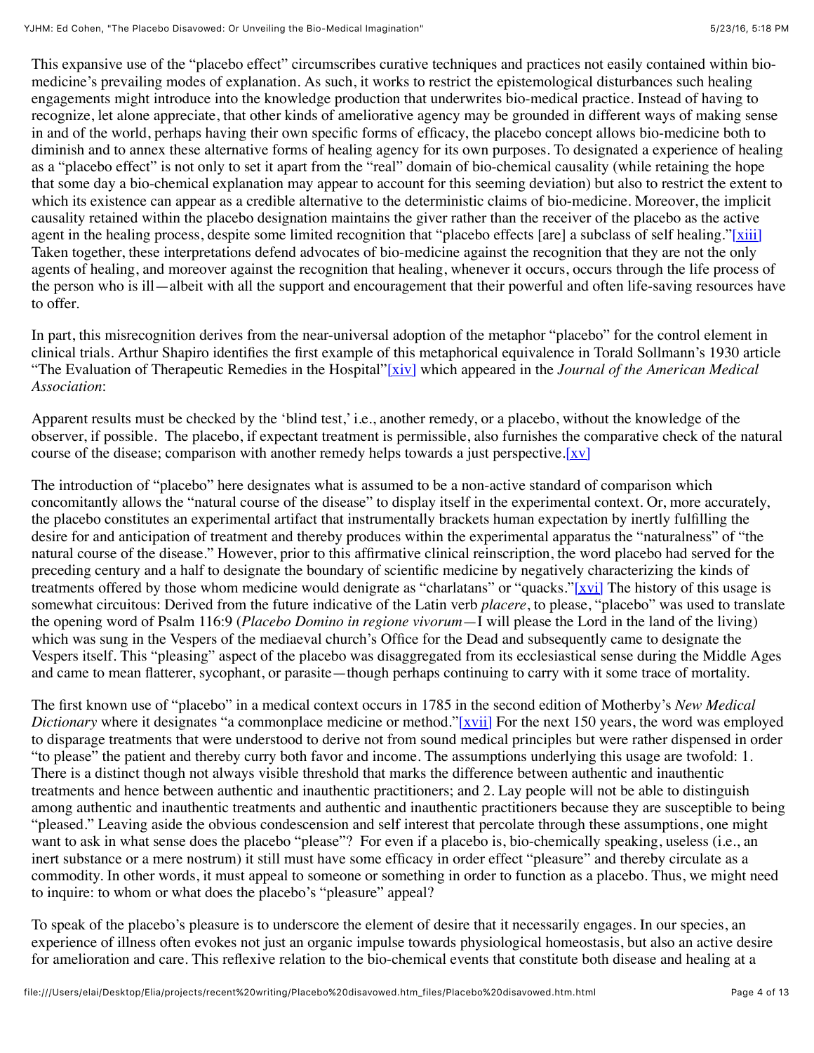This expansive use of the "placebo effect" circumscribes curative techniques and practices not easily contained within bio-medicine's prevailing modes of explanation. As such, it works to restrict the epistemological disturbances such healing engagements might introduce into the knowledge production that underwrites bio-medical practice. Instead of having to recognize, let alone appreciate, that other kinds of ameliorative agency may be grounded in different ways of making sense in and of the world, perhaps having their own specific forms of efficacy, the placebo concept allows bio-medicine both to diminish and to annex these alternative forms of healing agency for its own purposes. To designated a experience of healing as a "placebo effect" is not only to set it apart from the "real" domain of bio-chemical causality (while retaining the hope that some day a bio-chemical explanation may appear to account for this seeming deviation) but also to restrict the extent to which its existence can appear as a credible alternative to the deterministic claims of bio-medicine. Moreover, the implicit causality retained within the placebo designation maintains the giver rather than the receiver of the placebo as the active agent in the healing process, despite some limited recognition that "placebo effects [are] a subclass of self healing."[xiii] Taken together, these interpretations defend advocates of bio-medicine against the recognition that they are not the only agents of healing, and moreover against the recognition that healing, whenever it occurs, occurs through the life process of the person who is ill—albeit with all the support and encouragement that their powerful and often life-saving resources have to offer.

In part, this misrecognition derives from the near-universal adoption of the metaphor "placebo" for the control element in clinical trials. Arthur Shapiro identifies the first example of this metaphorical equivalence in Torald Sollmann's 1930 article "The Evaluation of Therapeutic Remedies in the Hospital"[xiv] which appeared in the *Journal of the American Medical Association*:

Apparent results must be checked by the 'blind test,' i.e., another remedy, or a placebo, without the knowledge of the observer, if possible. The placebo, if expectant treatment is permissible, also furnishes the comparative check of the natural course of the disease; comparison with another remedy helps towards a just perspective.[xv]

The introduction of "placebo" here designates what is assumed to be a non-active standard of comparison which concomitantly allows the "natural course of the disease" to display itself in the experimental context. Or, more accurately, the placebo constitutes an experimental artifact that instrumentally brackets human expectation by inertly fulfilling the desire for and anticipation of treatment and thereby produces within the experimental apparatus the "naturalness" of "the natural course of the disease." However, prior to this affirmative clinical reinscription, the word placebo had served for the preceding century and a half to designate the boundary of scientific medicine by negatively characterizing the kinds of treatments offered by those whom medicine would denigrate as "charlatans" or "quacks."[xvi] The history of this usage is somewhat circuitous: Derived from the future indicative of the Latin verb *placere*, to please, "placebo" was used to translate the opening word of Psalm 116:9 (*Placebo Domino in regione vivorum*—I will please the Lord in the land of the living) which was sung in the Vespers of the mediaeval church's Office for the Dead and subsequently came to designate the Vespers itself. This "pleasing" aspect of the placebo was disaggregated from its ecclesiastical sense during the Middle Ages and came to mean flatterer, sycophant, or parasite—though perhaps continuing to carry with it some trace of mortality.

The first known use of "placebo" in a medical context occurs in 1785 in the second edition of Motherby's *New Medical Dictionary* where it designates "a commonplace medicine or method."[xvii] For the next 150 years, the word was employed to disparage treatments that were understood to derive not from sound medical principles but were rather dispensed in order "to please" the patient and thereby curry both favor and income. The assumptions underlying this usage are twofold: 1. There is a distinct though not always visible threshold that marks the difference between authentic and inauthentic treatments and hence between authentic and inauthentic practitioners; and 2. Lay people will not be able to distinguish among authentic and inauthentic treatments and authentic and inauthentic practitioners because they are susceptible to being "pleased." Leaving aside the obvious condescension and self interest that percolate through these assumptions, one might want to ask in what sense does the placebo "please"? For even if a placebo is, bio-chemically speaking, useless (i.e., an inert substance or a mere nostrum) it still must have some efficacy in order effect "pleasure" and thereby circulate as a commodity. In other words, it must appeal to someone or something in order to function as a placebo. Thus, we might need to inquire: to whom or what does the placebo's "pleasure" appeal?

To speak of the placebo's pleasure is to underscore the element of desire that it necessarily engages. In our species, an experience of illness often evokes not just an organic impulse towards physiological homeostasis, but also an active desire for amelioration and care. This reflexive relation to the bio-chemical events that constitute both disease and healing at a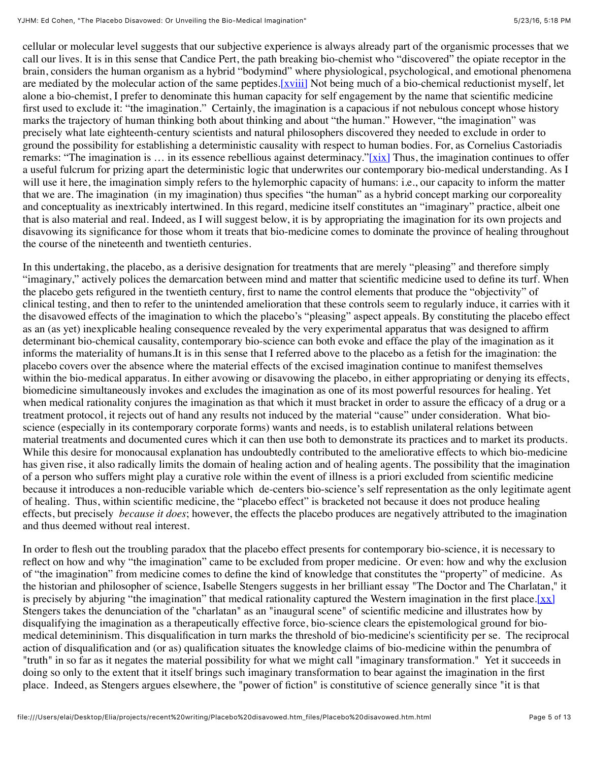cellular or molecular level suggests that our subjective experience is always already part of the organismic processes that we call our lives. It is in this sense that Candice Pert, the path breaking bio-chemist who "discovered" the opiate receptor in the brain, considers the human organism as a hybrid "bodymind" where physiological, psychological, and emotional phenomena are mediated by the molecular action of the same peptides.[xviii] Not being much of a bio-chemical reductionist myself, let alone a bio-chemist, I prefer to denominate this human capacity for self engagement by the name that scientific medicine first used to exclude it: "the imagination." Certainly, the imagination is a capacious if not nebulous concept whose history marks the trajectory of human thinking both about thinking and about "the human." However, "the imagination" was precisely what late eighteenth-century scientists and natural philosophers discovered they needed to exclude in order to ground the possibility for establishing a deterministic causality with respect to human bodies. For, as Cornelius Castoriadis remarks: "The imagination is … in its essence rebellious against determinacy."[xix] Thus, the imagination continues to offer a useful fulcrum for prizing apart the deterministic logic that underwrites our contemporary bio-medical understanding. As I will use it here, the imagination simply refers to the hylemorphic capacity of humans: i.e., our capacity to inform the matter that we are. The imagination (in my imagination) thus specifies "the human" as a hybrid concept marking our corporeality and conceptuality as inextricably intertwined. In this regard, medicine itself constitutes an "imaginary" practice, albeit one that is also material and real. Indeed, as I will suggest below, it is by appropriating the imagination for its own projects and disavowing its significance for those whom it treats that bio-medicine comes to dominate the province of healing throughout the course of the nineteenth and twentieth centuries.

In this undertaking, the placebo, as a derisive designation for treatments that are merely "pleasing" and therefore simply "imaginary," actively polices the demarcation between mind and matter that scientific medicine used to define its turf. When the placebo gets refigured in the twentieth century, first to name the control elements that produce the "objectivity" of clinical testing, and then to refer to the unintended amelioration that these controls seem to regularly induce, it carries with it the disavowed effects of the imagination to which the placebo's "pleasing" aspect appeals. By constituting the placebo effect as an (as yet) inexplicable healing consequence revealed by the very experimental apparatus that was designed to affirm determinant bio-chemical causality, contemporary bio-science can both evoke and efface the play of the imagination as it informs the materiality of humans.It is in this sense that I referred above to the placebo as a fetish for the imagination: the placebo covers over the absence where the material effects of the excised imagination continue to manifest themselves within the bio-medical apparatus. In either avowing or disavowing the placebo, in either appropriating or denying its effects, biomedicine simultaneously invokes and excludes the imagination as one of its most powerful resources for healing. Yet when medical rationality conjures the imagination as that which it must bracket in order to assure the efficacy of a drug or a treatment protocol, it rejects out of hand any results not induced by the material "cause" under consideration. What bio-science (especially in its contemporary corporate forms) wants and needs, is to establish unilateral relations between material treatments and documented cures which it can then use both to demonstrate its practices and to market its products. While this desire for monocausal explanation has undoubtedly contributed to the ameliorative effects to which bio-medicine has given rise, it also radically limits the domain of healing action and of healing agents. The possibility that the imagination of a person who suffers might play a curative role within the event of illness is a priori excluded from scientific medicine because it introduces a non-reducible variable which de-centers bio-science's self representation as the only legitimate agent of healing. Thus, within scientific medicine, the "placebo effect" is bracketed not because it does not produce healing effects, but precisely *because it does*; however, the effects the placebo produces are negatively attributed to the imagination and thus deemed without real interest.

In order to flesh out the troubling paradox that the placebo effect presents for contemporary bio-science, it is necessary to reflect on how and why "the imagination" came to be excluded from proper medicine. Or even: how and why the exclusion of "the imagination" from medicine comes to define the kind of knowledge that constitutes the "property" of medicine. As the historian and philosopher of science, Isabelle Stengers suggests in her brilliant essay "The Doctor and The Charlatan," it is precisely by abjuring "the imagination" that medical rationality captured the Western imagination in the first place.[xx] Stengers takes the denunciation of the "charlatan" as an "inaugural scene" of scientific medicine and illustrates how by disqualifying the imagination as a therapeutically effective force, bio-science clears the epistemological ground for bio-medical detemininism. This disqualification in turn marks the threshold of bio-medicine's scientificity per se. The reciprocal action of disqualification and (or as) qualification situates the knowledge claims of bio-medicine within the penumbra of "truth" in so far as it negates the material possibility for what we might call "imaginary transformation." Yet it succeeds in doing so only to the extent that it itself brings such imaginary transformation to bear against the imagination in the first place. Indeed, as Stengers argues elsewhere, the "power of fiction" is constitutive of science generally since "it is that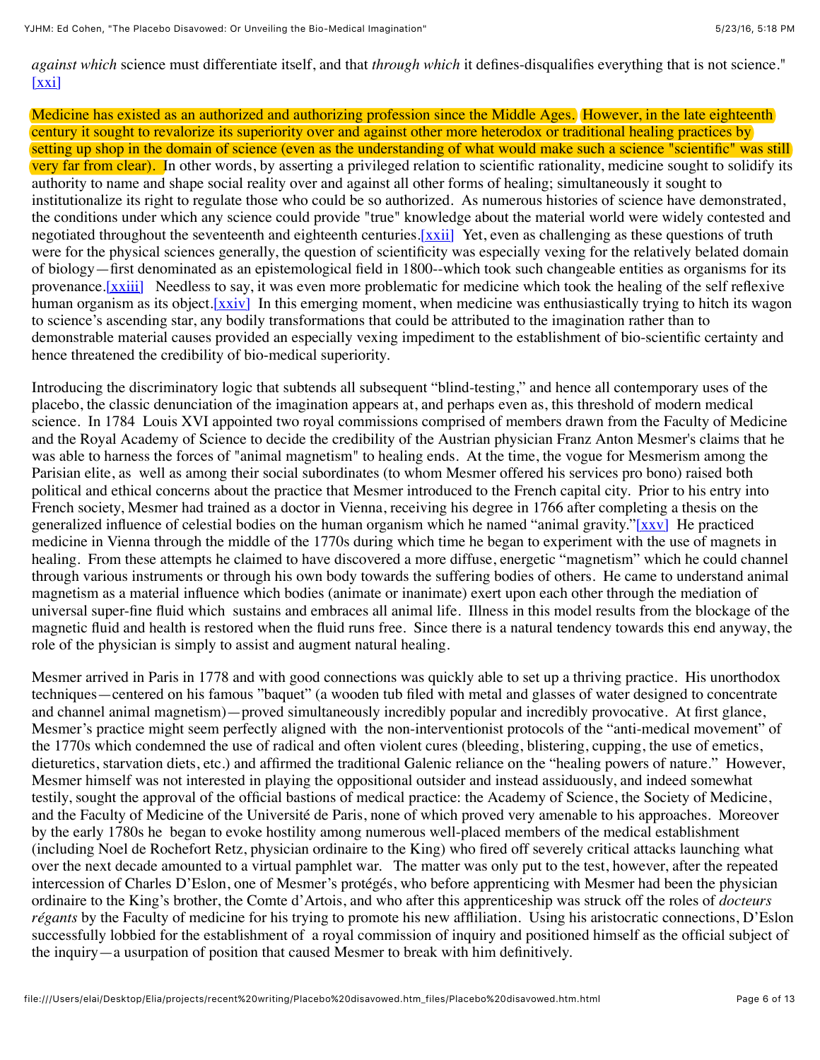*against which* science must differentiate itself, and that *through which* it defines-disqualifies everything that is not science." [xxi]

Medicine has existed as an authorized and authorizing profession since the Middle Ages. However, in the late eighteenth century it sought to revalorize its superiority over and against other more heterodox or traditional healing practices by setting up shop in the domain of science (even as the understanding of what would make such a science "scientific" was still very far from clear). In other words, by asserting a privileged relation to scientific rationality, medicine sought to solidify its authority to name and shape social reality over and against all other forms of healing; simultaneously it sought to institutionalize its right to regulate those who could be so authorized. As numerous histories of science have demonstrated, the conditions under which any science could provide "true" knowledge about the material world were widely contested and negotiated throughout the seventeenth and eighteenth centuries.[xxii] Yet, even as challenging as these questions of truth were for the physical sciences generally, the question of scientificity was especially vexing for the relatively belated domain of biology—first denominated as an epistemological field in 1800--which took such changeable entities as organisms for its provenance.[xxiii] Needless to say, it was even more problematic for medicine which took the healing of the self reflexive human organism as its object.[xxiv] In this emerging moment, when medicine was enthusiastically trying to hitch its wagon to science's ascending star, any bodily transformations that could be attributed to the imagination rather than to demonstrable material causes provided an especially vexing impediment to the establishment of bio-scientific certainty and hence threatened the credibility of bio-medical superiority.

Introducing the discriminatory logic that subtends all subsequent "blind-testing," and hence all contemporary uses of the placebo, the classic denunciation of the imagination appears at, and perhaps even as, this threshold of modern medical science. In 1784 Louis XVI appointed two royal commissions comprised of members drawn from the Faculty of Medicine and the Royal Academy of Science to decide the credibility of the Austrian physician Franz Anton Mesmer's claims that he was able to harness the forces of "animal magnetism" to healing ends. At the time, the vogue for Mesmerism among the Parisian elite, as well as among their social subordinates (to whom Mesmer offered his services pro bono) raised both political and ethical concerns about the practice that Mesmer introduced to the French capital city. Prior to his entry into French society, Mesmer had trained as a doctor in Vienna, receiving his degree in 1766 after completing a thesis on the generalized influence of celestial bodies on the human organism which he named "animal gravity."[xxv] He practiced medicine in Vienna through the middle of the 1770s during which time he began to experiment with the use of magnets in healing. From these attempts he claimed to have discovered a more diffuse, energetic "magnetism" which he could channel through various instruments or through his own body towards the suffering bodies of others. He came to understand animal magnetism as a material influence which bodies (animate or inanimate) exert upon each other through the mediation of universal super-fine fluid which sustains and embraces all animal life. Illness in this model results from the blockage of the magnetic fluid and health is restored when the fluid runs free. Since there is a natural tendency towards this end anyway, the role of the physician is simply to assist and augment natural healing.

Mesmer arrived in Paris in 1778 and with good connections was quickly able to set up a thriving practice. His unorthodox techniques—centered on his famous "baquet" (a wooden tub filed with metal and glasses of water designed to concentrate and channel animal magnetism)—proved simultaneously incredibly popular and incredibly provocative. At first glance, Mesmer's practice might seem perfectly aligned with the non-interventionist protocols of the "anti-medical movement" of the 1770s which condemned the use of radical and often violent cures (bleeding, blistering, cupping, the use of emetics, dieturetics, starvation diets, etc.) and affirmed the traditional Galenic reliance on the "healing powers of nature." However, Mesmer himself was not interested in playing the oppositional outsider and instead assiduously, and indeed somewhat testily, sought the approval of the official bastions of medical practice: the Academy of Science, the Society of Medicine, and the Faculty of Medicine of the Université de Paris, none of which proved very amenable to his approaches. Moreover by the early 1780s he began to evoke hostility among numerous well-placed members of the medical establishment (including Noel de Rochefort Retz, physician ordinaire to the King) who fired off severely critical attacks launching what over the next decade amounted to a virtual pamphlet war. The matter was only put to the test, however, after the repeated intercession of Charles D'Eslon, one of Mesmer's protégés, who before apprenticing with Mesmer had been the physician ordinaire to the King's brother, the Comte d'Artois, and who after this apprenticeship was struck off the roles of *docteurs régants* by the Faculty of medicine for his trying to promote his new affiliation. Using his aristocratic connections, D'Eslon successfully lobbied for the establishment of a royal commission of inquiry and positioned himself as the official subject of the inquiry—a usurpation of position that caused Mesmer to break with him definitively.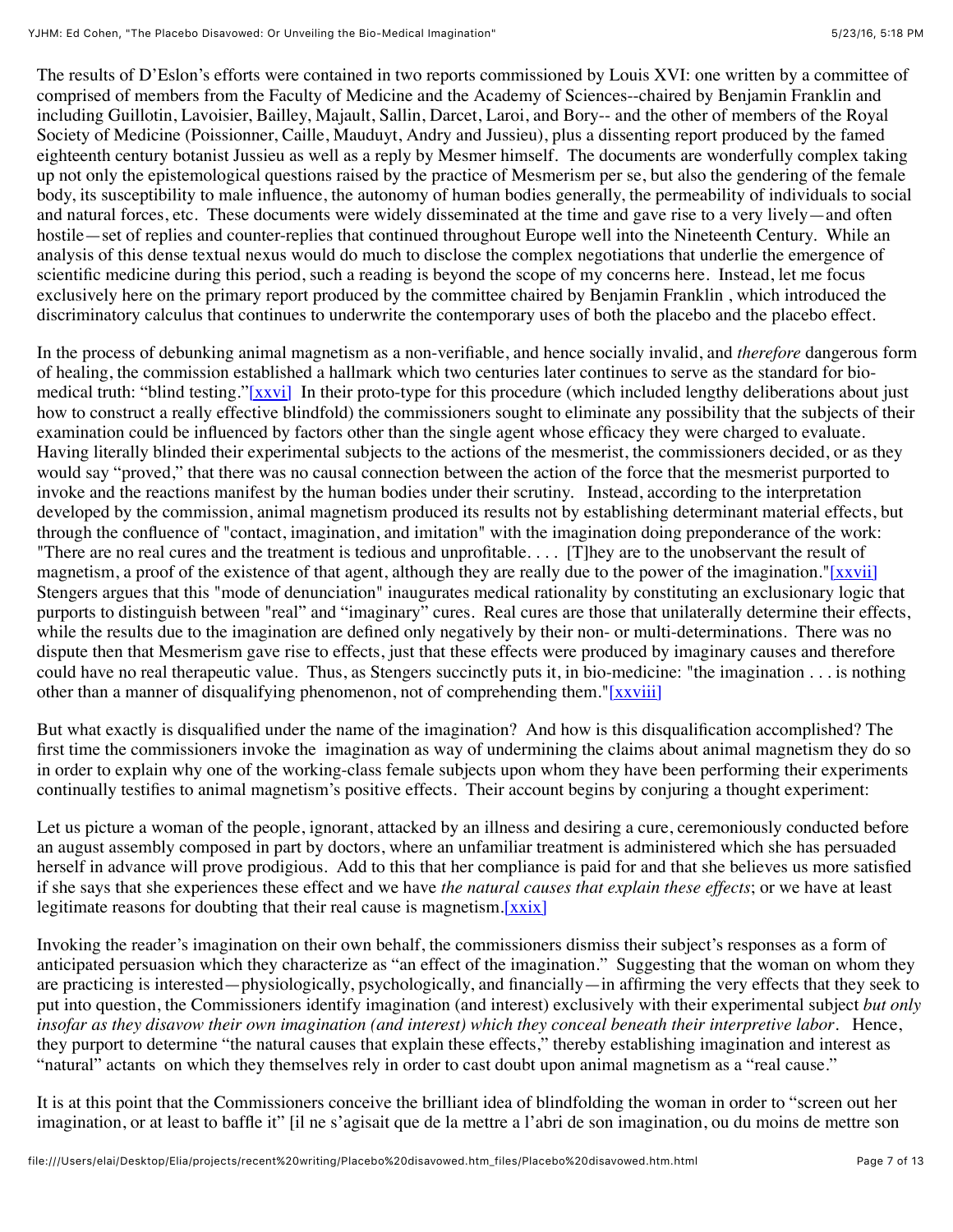The results of D'Eslon's efforts were contained in two reports commissioned by Louis XVI: one written by a committee of comprised of members from the Faculty of Medicine and the Academy of Sciences--chaired by Benjamin Franklin and including Guillotin, Lavoisier, Bailley, Majault, Sallin, Darcet, Laroi, and Bory-- and the other of members of the Royal Society of Medicine (Poissionner, Caille, Mauduyt, Andry and Jussieu), plus a dissenting report produced by the famed eighteenth century botanist Jussieu as well as a reply by Mesmer himself. The documents are wonderfully complex taking up not only the epistemological questions raised by the practice of Mesmerism per se, but also the gendering of the female body, its susceptibility to male influence, the autonomy of human bodies generally, the permeability of individuals to social and natural forces, etc. These documents were widely disseminated at the time and gave rise to a very lively—and often hostile—set of replies and counter-replies that continued throughout Europe well into the Nineteenth Century. While an analysis of this dense textual nexus would do much to disclose the complex negotiations that underlie the emergence of scientific medicine during this period, such a reading is beyond the scope of my concerns here. Instead, let me focus exclusively here on the primary report produced by the committee chaired by Benjamin Franklin , which introduced the discriminatory calculus that continues to underwrite the contemporary uses of both the placebo and the placebo effect.

In the process of debunking animal magnetism as a non-verifiable, and hence socially invalid, and *therefore* dangerous form of healing, the commission established a hallmark which two centuries later continues to serve as the standard for bio-medical truth: "blind testing."[xxvi] In their proto-type for this procedure (which included lengthy deliberations about just how to construct a really effective blindfold) the commissioners sought to eliminate any possibility that the subjects of their examination could be influenced by factors other than the single agent whose efficacy they were charged to evaluate. Having literally blinded their experimental subjects to the actions of the mesmerist, the commissioners decided, or as they would say "proved," that there was no causal connection between the action of the force that the mesmerist purported to invoke and the reactions manifest by the human bodies under their scrutiny. Instead, according to the interpretation developed by the commission, animal magnetism produced its results not by establishing determinant material effects, but through the confluence of "contact, imagination, and imitation" with the imagination doing preponderance of the work: "There are no real cures and the treatment is tedious and unprofitable. . . . [T]hey are to the unobservant the result of magnetism, a proof of the existence of that agent, although they are really due to the power of the imagination."[xxvii] Stengers argues that this "mode of denunciation" inaugurates medical rationality by constituting an exclusionary logic that purports to distinguish between "real" and "imaginary" cures. Real cures are those that unilaterally determine their effects, while the results due to the imagination are defined only negatively by their non- or multi-determinations. There was no dispute then that Mesmerism gave rise to effects, just that these effects were produced by imaginary causes and therefore could have no real therapeutic value. Thus, as Stengers succinctly puts it, in bio-medicine: "the imagination . . . is nothing other than a manner of disqualifying phenomenon, not of comprehending them."[xxviii]

But what exactly is disqualified under the name of the imagination? And how is this disqualification accomplished? The first time the commissioners invoke the imagination as way of undermining the claims about animal magnetism they do so in order to explain why one of the working-class female subjects upon whom they have been performing their experiments continually testifies to animal magnetism's positive effects. Their account begins by conjuring a thought experiment:

Let us picture a woman of the people, ignorant, attacked by an illness and desiring a cure, ceremoniously conducted before an august assembly composed in part by doctors, where an unfamiliar treatment is administered which she has persuaded herself in advance will prove prodigious. Add to this that her compliance is paid for and that she believes us more satisfied if she says that she experiences these effect and we have *the natural causes that explain these effects*; or we have at least legitimate reasons for doubting that their real cause is magnetism.[xxix]

Invoking the reader's imagination on their own behalf, the commissioners dismiss their subject's responses as a form of anticipated persuasion which they characterize as "an effect of the imagination." Suggesting that the woman on whom they are practicing is interested—physiologically, psychologically, and financially—in affirming the very effects that they seek to put into question, the Commissioners identify imagination (and interest) exclusively with their experimental subject *but only insofar as they disavow their own imagination (and interest) which they conceal beneath their interpretive labor*. Hence, they purport to determine "the natural causes that explain these effects," thereby establishing imagination and interest as "natural" actants on which they themselves rely in order to cast doubt upon animal magnetism as a "real cause."

It is at this point that the Commissioners conceive the brilliant idea of blindfolding the woman in order to "screen out her imagination, or at least to baffle it" [il ne s'agisait que de la mettre a l'abri de son imagination, ou du moins de mettre son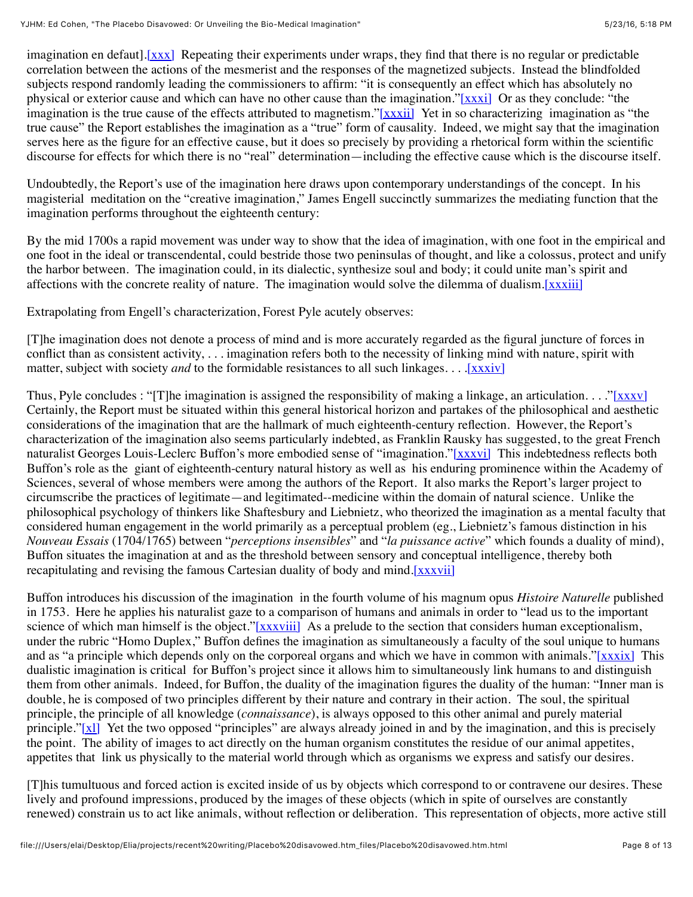imagination en defaut].[xxx] Repeating their experiments under wraps, they find that there is no regular or predictable correlation between the actions of the mesmerist and the responses of the magnetized subjects. Instead the blindfolded subjects respond randomly leading the commissioners to affirm: "it is consequently an effect which has absolutely no physical or exterior cause and which can have no other cause than the imagination."[xxxi] Or as they conclude: "the imagination is the true cause of the effects attributed to magnetism."[xxxii] Yet in so characterizing imagination as "the true cause" the Report establishes the imagination as a "true" form of causality. Indeed, we might say that the imagination serves here as the figure for an effective cause, but it does so precisely by providing a rhetorical form within the scientific discourse for effects for which there is no "real" determination—including the effective cause which is the discourse itself.

Undoubtedly, the Report's use of the imagination here draws upon contemporary understandings of the concept. In his magisterial meditation on the "creative imagination," James Engell succinctly summarizes the mediating function that the imagination performs throughout the eighteenth century:

By the mid 1700s a rapid movement was under way to show that the idea of imagination, with one foot in the empirical and one foot in the ideal or transcendental, could bestride those two peninsulas of thought, and like a colossus, protect and unify the harbor between. The imagination could, in its dialectic, synthesize soul and body; it could unite man's spirit and affections with the concrete reality of nature. The imagination would solve the dilemma of dualism.[xxxiii]

Extrapolating from Engell's characterization, Forest Pyle acutely observes:

[T]he imagination does not denote a process of mind and is more accurately regarded as the figural juncture of forces in conflict than as consistent activity, . . . imagination refers both to the necessity of linking mind with nature, spirit with matter, subject with society *and* to the formidable resistances to all such linkages. . . .[xxxiv]

Thus, Pyle concludes : "[T]he imagination is assigned the responsibility of making a linkage, an articulation. . . ."[xxxv] Certainly, the Report must be situated within this general historical horizon and partakes of the philosophical and aesthetic considerations of the imagination that are the hallmark of much eighteenth-century reflection. However, the Report's characterization of the imagination also seems particularly indebted, as Franklin Rausky has suggested, to the great French naturalist Georges Louis-Leclerc Buffon's more embodied sense of "imagination."[xxxvi] This indebtedness reflects both Buffon's role as the giant of eighteenth-century natural history as well as his enduring prominence within the Academy of Sciences, several of whose members were among the authors of the Report. It also marks the Report's larger project to circumscribe the practices of legitimate—and legitimated--medicine within the domain of natural science. Unlike the philosophical psychology of thinkers like Shaftesbury and Liebnietz, who theorized the imagination as a mental faculty that considered human engagement in the world primarily as a perceptual problem (eg., Liebnietz's famous distinction in his *Nouveau Essais* (1704/1765) between "*perceptions insensibles*" and "*la puissance active*" which founds a duality of mind), Buffon situates the imagination at and as the threshold between sensory and conceptual intelligence, thereby both recapitulating and revising the famous Cartesian duality of body and mind.[xxxvii]

Buffon introduces his discussion of the imagination in the fourth volume of his magnum opus *Histoire Naturelle* published in 1753. Here he applies his naturalist gaze to a comparison of humans and animals in order to "lead us to the important science of which man himself is the object."[xxxviii] As a prelude to the section that considers human exceptionalism, under the rubric "Homo Duplex," Buffon defines the imagination as simultaneously a faculty of the soul unique to humans and as "a principle which depends only on the corporeal organs and which we have in common with animals."[xxxix] This dualistic imagination is critical for Buffon's project since it allows him to simultaneously link humans to and distinguish them from other animals. Indeed, for Buffon, the duality of the imagination figures the duality of the human: "Inner man is double, he is composed of two principles different by their nature and contrary in their action. The soul, the spiritual principle, the principle of all knowledge (*connaissance*), is always opposed to this other animal and purely material principle."[xl] Yet the two opposed "principles" are always already joined in and by the imagination, and this is precisely the point. The ability of images to act directly on the human organism constitutes the residue of our animal appetites, appetites that link us physically to the material world through which as organisms we express and satisfy our desires.

[T]his tumultuous and forced action is excited inside of us by objects which correspond to or contravene our desires. These lively and profound impressions, produced by the images of these objects (which in spite of ourselves are constantly renewed) constrain us to act like animals, without reflection or deliberation. This representation of objects, more active still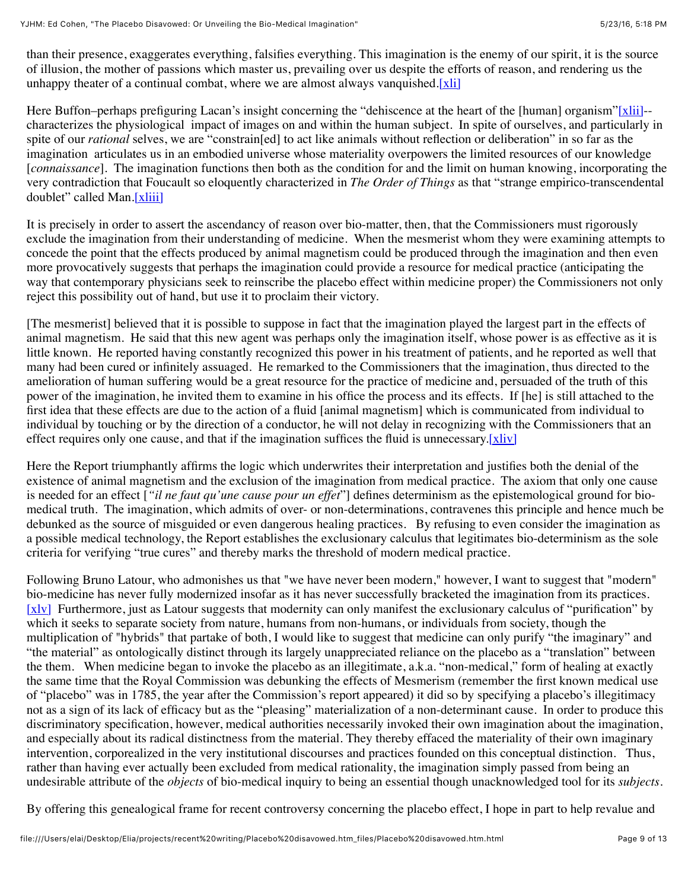than their presence, exaggerates everything, falsifies everything. This imagination is the enemy of our spirit, it is the source of illusion, the mother of passions which master us, prevailing over us despite the efforts of reason, and rendering us the unhappy theater of a continual combat, where we are almost always vanquished.[xli]

Here Buffon–perhaps prefiguring Lacan's insight concerning the "dehiscence at the heart of the [human] organism"[xlii]--characterizes the physiological impact of images on and within the human subject. In spite of ourselves, and particularly in spite of our *rational* selves, we are "constrain[ed] to act like animals without reflection or deliberation" in so far as the imagination articulates us in an embodied universe whose materiality overpowers the limited resources of our knowledge [*connaissance*]. The imagination functions then both as the condition for and the limit on human knowing, incorporating the very contradiction that Foucault so eloquently characterized in *The Order of Things* as that "strange empirico-transcendental doublet" called Man.[xliii]

It is precisely in order to assert the ascendancy of reason over bio-matter, then, that the Commissioners must rigorously exclude the imagination from their understanding of medicine. When the mesmerist whom they were examining attempts to concede the point that the effects produced by animal magnetism could be produced through the imagination and then even more provocatively suggests that perhaps the imagination could provide a resource for medical practice (anticipating the way that contemporary physicians seek to reinscribe the placebo effect within medicine proper) the Commissioners not only reject this possibility out of hand, but use it to proclaim their victory.

[The mesmerist] believed that it is possible to suppose in fact that the imagination played the largest part in the effects of animal magnetism. He said that this new agent was perhaps only the imagination itself, whose power is as effective as it is little known. He reported having constantly recognized this power in his treatment of patients, and he reported as well that many had been cured or infinitely assuaged. He remarked to the Commissioners that the imagination, thus directed to the amelioration of human suffering would be a great resource for the practice of medicine and, persuaded of the truth of this power of the imagination, he invited them to examine in his office the process and its effects. If [he] is still attached to the first idea that these effects are due to the action of a fluid [animal magnetism] which is communicated from individual to individual by touching or by the direction of a conductor, he will not delay in recognizing with the Commissioners that an effect requires only one cause, and that if the imagination suffices the fluid is unnecessary.[xliv]

Here the Report triumphantly affirms the logic which underwrites their interpretation and justifies both the denial of the existence of animal magnetism and the exclusion of the imagination from medical practice. The axiom that only one cause is needed for an effect [*"il ne faut qu'une cause pour un effet"*] defines determinism as the epistemological ground for bio-medical truth. The imagination, which admits of over- or non-determinations, contravenes this principle and hence much be debunked as the source of misguided or even dangerous healing practices. By refusing to even consider the imagination as a possible medical technology, the Report establishes the exclusionary calculus that legitimates bio-determinism as the sole criteria for verifying "true cures" and thereby marks the threshold of modern medical practice.

Following Bruno Latour, who admonishes us that "we have never been modern," however, I want to suggest that "modern" bio-medicine has never fully modernized insofar as it has never successfully bracketed the imagination from its practices. [xlv] Furthermore, just as Latour suggests that modernity can only manifest the exclusionary calculus of "purification" by which it seeks to separate society from nature, humans from non-humans, or individuals from society, though the multiplication of "hybrids" that partake of both, I would like to suggest that medicine can only purify "the imaginary" and "the material" as ontologically distinct through its largely unappreciated reliance on the placebo as a "translation" between the them. When medicine began to invoke the placebo as an illegitimate, a.k.a. "non-medical," form of healing at exactly the same time that the Royal Commission was debunking the effects of Mesmerism (remember the first known medical use of "placebo" was in 1785, the year after the Commission's report appeared) it did so by specifying a placebo's illegitimacy not as a sign of its lack of efficacy but as the "pleasing" materialization of a non-determinant cause. In order to produce this discriminatory specification, however, medical authorities necessarily invoked their own imagination about the imagination, and especially about its radical distinctness from the material. They thereby effaced the materiality of their own imaginary intervention, corporealized in the very institutional discourses and practices founded on this conceptual distinction. Thus, rather than having ever actually been excluded from medical rationality, the imagination simply passed from being an undesirable attribute of the *objects* of bio-medical inquiry to being an essential though unacknowledged tool for its *subjects*.

By offering this genealogical frame for recent controversy concerning the placebo effect, I hope in part to help revalue and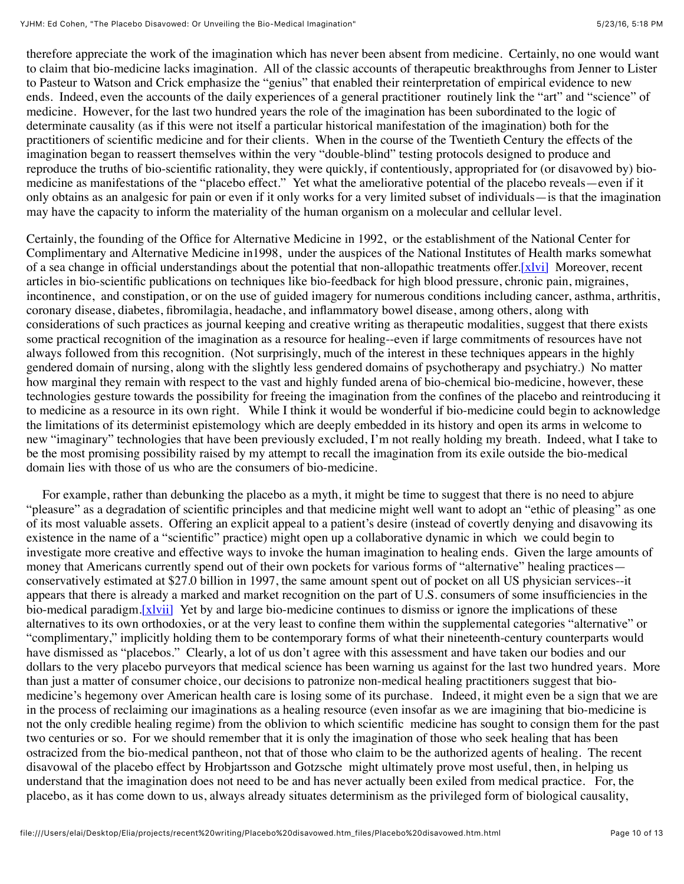therefore appreciate the work of the imagination which has never been absent from medicine. Certainly, no one would want to claim that bio-medicine lacks imagination. All of the classic accounts of therapeutic breakthroughs from Jenner to Lister to Pasteur to Watson and Crick emphasize the "genius" that enabled their reinterpretation of empirical evidence to new ends. Indeed, even the accounts of the daily experiences of a general practitioner routinely link the "art" and "science" of medicine. However, for the last two hundred years the role of the imagination has been subordinated to the logic of determinate causality (as if this were not itself a particular historical manifestation of the imagination) both for the practitioners of scientific medicine and for their clients. When in the course of the Twentieth Century the effects of the imagination began to reassert themselves within the very "double-blind" testing protocols designed to produce and reproduce the truths of bio-scientific rationality, they were quickly, if contentiously, appropriated for (or disavowed by) bio-medicine as manifestations of the "placebo effect." Yet what the ameliorative potential of the placebo reveals—even if it only obtains as an analgesic for pain or even if it only works for a very limited subset of individuals—is that the imagination may have the capacity to inform the materiality of the human organism on a molecular and cellular level.

Certainly, the founding of the Office for Alternative Medicine in 1992, or the establishment of the National Center for Complimentary and Alternative Medicine in1998, under the auspices of the National Institutes of Health marks somewhat of a sea change in official understandings about the potential that non-allopathic treatments offer.[xlvi] Moreover, recent articles in bio-scientific publications on techniques like bio-feedback for high blood pressure, chronic pain, migraines, incontinence, and constipation, or on the use of guided imagery for numerous conditions including cancer, asthma, arthritis, coronary disease, diabetes, fibromilagia, headache, and inflammatory bowel disease, among others, along with considerations of such practices as journal keeping and creative writing as therapeutic modalities, suggest that there exists some practical recognition of the imagination as a resource for healing--even if large commitments of resources have not always followed from this recognition. (Not surprisingly, much of the interest in these techniques appears in the highly gendered domain of nursing, along with the slightly less gendered domains of psychotherapy and psychiatry.) No matter how marginal they remain with respect to the vast and highly funded arena of bio-chemical bio-medicine, however, these technologies gesture towards the possibility for freeing the imagination from the confines of the placebo and reintroducing it to medicine as a resource in its own right. While I think it would be wonderful if bio-medicine could begin to acknowledge the limitations of its determinist epistemology which are deeply embedded in its history and open its arms in welcome to new "imaginary" technologies that have been previously excluded, I'm not really holding my breath. Indeed, what I take to be the most promising possibility raised by my attempt to recall the imagination from its exile outside the bio-medical domain lies with those of us who are the consumers of bio-medicine.

For example, rather than debunking the placebo as a myth, it might be time to suggest that there is no need to abjure "pleasure" as a degradation of scientific principles and that medicine might well want to adopt an "ethic of pleasing" as one of its most valuable assets. Offering an explicit appeal to a patient's desire (instead of covertly denying and disavowing its existence in the name of a "scientific" practice) might open up a collaborative dynamic in which we could begin to investigate more creative and effective ways to invoke the human imagination to healing ends. Given the large amounts of money that Americans currently spend out of their own pockets for various forms of "alternative" healing practices—conservatively estimated at $27.0 billion in 1997, the same amount spent out of pocket on all US physician services--it appears that there is already a marked and market recognition on the part of U.S. consumers of some insufficiencies in the bio-medical paradigm.[xlvii] Yet by and large bio-medicine continues to dismiss or ignore the implications of these alternatives to its own orthodoxies, or at the very least to confine them within the supplemental categories "alternative" or "complimentary," implicitly holding them to be contemporary forms of what their nineteenth-century counterparts would have dismissed as "placebos." Clearly, a lot of us don't agree with this assessment and have taken our bodies and our dollars to the very placebo purveyors that medical science has been warning us against for the last two hundred years. More than just a matter of consumer choice, our decisions to patronize non-medical healing practitioners suggest that bio-medicine's hegemony over American health care is losing some of its purchase. Indeed, it might even be a sign that we are in the process of reclaiming our imaginations as a healing resource (even insofar as we are imagining that bio-medicine is not the only credible healing regime) from the oblivion to which scientific medicine has sought to consign them for the past two centuries or so. For we should remember that it is only the imagination of those who seek healing that has been ostracized from the bio-medical pantheon, not that of those who claim to be the authorized agents of healing. The recent disavowal of the placebo effect by Hrobjartsson and Gotzsche might ultimately prove most useful, then, in helping us understand that the imagination does not need to be and has never actually been exiled from medical practice. For, the placebo, as it has come down to us, always already situates determinism as the privileged form of biological causality,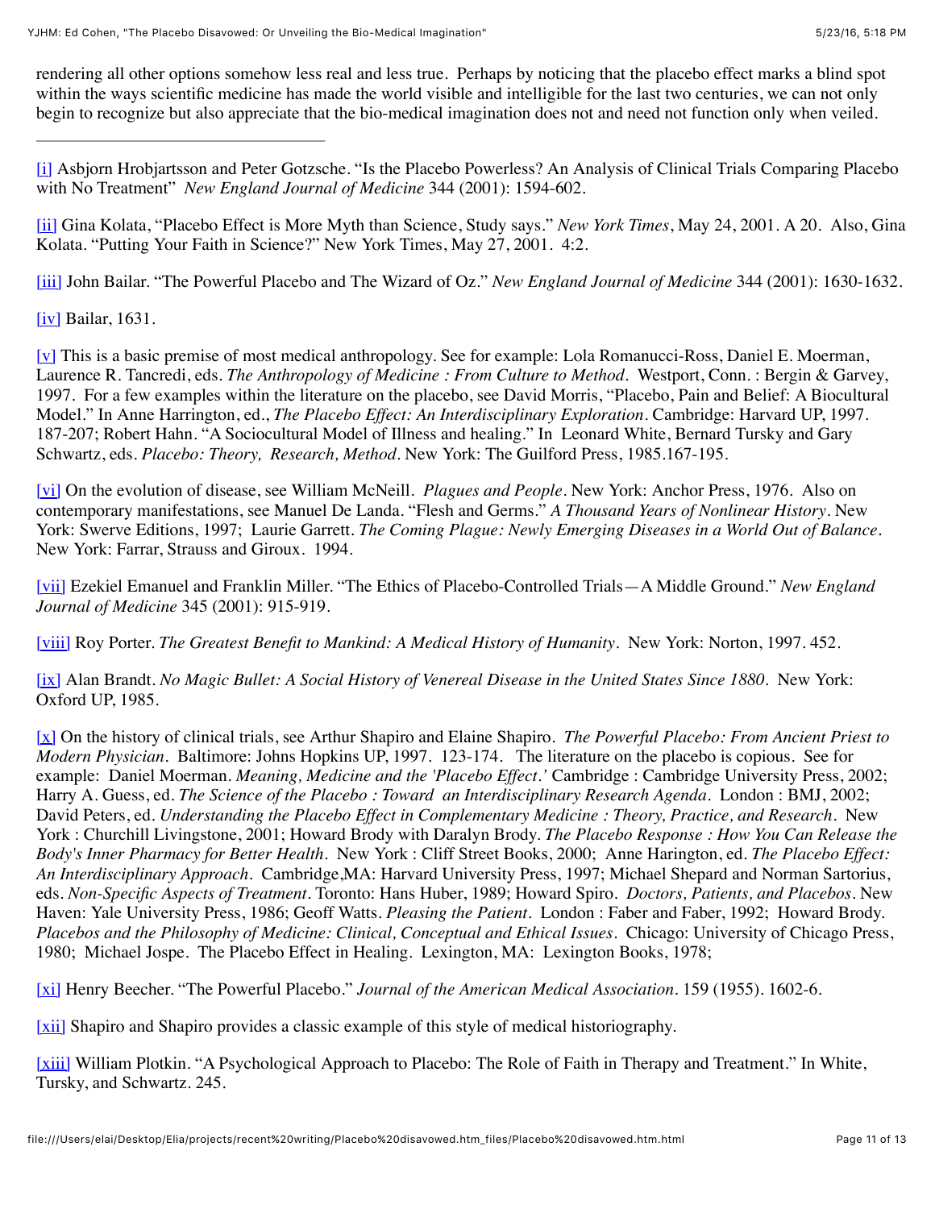rendering all other options somehow less real and less true. Perhaps by noticing that the placebo effect marks a blind spot within the ways scientific medicine has made the world visible and intelligible for the last two centuries, we can not only begin to recognize but also appreciate that the bio-medical imagination does not and need not function only when veiled.

---

[i] Asbjorn Hrobjartsson and Peter Gotzsche. "Is the Placebo Powerless? An Analysis of Clinical Trials Comparing Placebo with No Treatment" *New England Journal of Medicine* 344 (2001): 1594-602.

[ii] Gina Kolata, "Placebo Effect is More Myth than Science, Study says." *New York Times*, May 24, 2001. A 20. Also, Gina Kolata. "Putting Your Faith in Science?" New York Times, May 27, 2001. 4:2.

[iii] John Bailar. "The Powerful Placebo and The Wizard of Oz." *New England Journal of Medicine* 344 (2001): 1630-1632.

[iv] Bailar, 1631.

[v] This is a basic premise of most medical anthropology. See for example: Lola Romanucci-Ross, Daniel E. Moerman, Laurence R. Tancredi, eds. *The Anthropology of Medicine : From Culture to Method*. Westport, Conn. : Bergin & Garvey, 1997. For a few examples within the literature on the placebo, see David Morris, "Placebo, Pain and Belief: A Biocultural Model." In Anne Harrington, ed., *The Placebo Effect: An Interdisciplinary Exploration*. Cambridge: Harvard UP, 1997. 187-207; Robert Hahn. "A Sociocultural Model of Illness and healing." In Leonard White, Bernard Tursky and Gary Schwartz, eds. *Placebo: Theory, Research, Method*. New York: The Guilford Press, 1985.167-195.

[vi] On the evolution of disease, see William McNeill. *Plagues and People*. New York: Anchor Press, 1976. Also on contemporary manifestations, see Manuel De Landa. "Flesh and Germs." *A Thousand Years of Nonlinear History*. New York: Swerve Editions, 1997; Laurie Garrett. *The Coming Plague: Newly Emerging Diseases in a World Out of Balance*. New York: Farrar, Strauss and Giroux. 1994.

[vii] Ezekiel Emanuel and Franklin Miller. "The Ethics of Placebo-Controlled Trials—A Middle Ground." *New England Journal of Medicine* 345 (2001): 915-919.

[viii] Roy Porter. *The Greatest Benefit to Mankind: A Medical History of Humanity*. New York: Norton, 1997. 452.

[ix] Alan Brandt. *No Magic Bullet: A Social History of Venereal Disease in the United States Since 1880*. New York: Oxford UP, 1985.

[x] On the history of clinical trials, see Arthur Shapiro and Elaine Shapiro. *The Powerful Placebo: From Ancient Priest to Modern Physician*. Baltimore: Johns Hopkins UP, 1997. 123-174. The literature on the placebo is copious. See for example: Daniel Moerman. *Meaning, Medicine and the 'Placebo Effect.'* Cambridge : Cambridge University Press, 2002; Harry A. Guess, ed. *The Science of the Placebo : Toward an Interdisciplinary Research Agenda*. London : BMJ, 2002; David Peters, ed. *Understanding the Placebo Effect in Complementary Medicine : Theory, Practice, and Research*. New York : Churchill Livingstone, 2001; Howard Brody with Daralyn Brody. *The Placebo Response : How You Can Release the Body's Inner Pharmacy for Better Health*. New York : Cliff Street Books, 2000; Anne Harington, ed. *The Placebo Effect: An Interdisciplinary Approach*. Cambridge,MA: Harvard University Press, 1997; Michael Shepard and Norman Sartorius, eds. *Non-Specific Aspects of Treatment*. Toronto: Hans Huber, 1989; Howard Spiro. *Doctors, Patients, and Placebos*. New Haven: Yale University Press, 1986; Geoff Watts. *Pleasing the Patient*. London : Faber and Faber, 1992; Howard Brody. *Placebos and the Philosophy of Medicine: Clinical, Conceptual and Ethical Issues*. Chicago: University of Chicago Press, 1980; Michael Jospe. The Placebo Effect in Healing. Lexington, MA: Lexington Books, 1978;

[xi] Henry Beecher. "The Powerful Placebo." *Journal of the American Medical Association*. 159 (1955). 1602-6.

[xii] Shapiro and Shapiro provides a classic example of this style of medical historiography.

[xiii] William Plotkin. "A Psychological Approach to Placebo: The Role of Faith in Therapy and Treatment." In White, Tursky, and Schwartz. 245.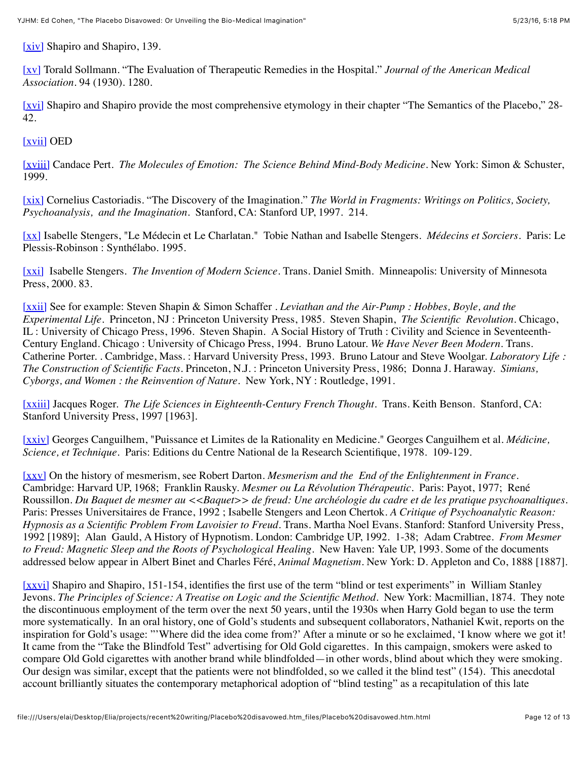[xiv] Shapiro and Shapiro, 139.

[xv] Torald Sollmann. "The Evaluation of Therapeutic Remedies in the Hospital." *Journal of the American Medical Association*. 94 (1930). 1280.

[xvi] Shapiro and Shapiro provide the most comprehensive etymology in their chapter "The Semantics of the Placebo," 28-42.

[xvii] OED

[xviii] Candace Pert. *The Molecules of Emotion: The Science Behind Mind-Body Medicine*. New York: Simon & Schuster, 1999.

[xix] Cornelius Castoriadis. "The Discovery of the Imagination." *The World in Fragments: Writings on Politics, Society, Psychoanalysis, and the Imagination*. Stanford, CA: Stanford UP, 1997. 214.

[xx] Isabelle Stengers, "Le Médecin et Le Charlatan." Tobie Nathan and Isabelle Stengers. *Médecins et Sorciers*. Paris: Le Plessis-Robinson : Synthélabo. 1995.

[xxi] Isabelle Stengers. *The Invention of Modern Science*. Trans. Daniel Smith. Minneapolis: University of Minnesota Press, 2000. 83.

[xxii] See for example: Steven Shapin & Simon Schaffer . *Leviathan and the Air-Pump : Hobbes, Boyle, and the Experimental Life*. Princeton, NJ : Princeton University Press, 1985. Steven Shapin, *The Scientific Revolution*. Chicago, IL : University of Chicago Press, 1996. Steven Shapin. A Social History of Truth : Civility and Science in Seventeenth-Century England. Chicago : University of Chicago Press, 1994. Bruno Latour. *We Have Never Been Modern*. Trans. Catherine Porter. . Cambridge, Mass. : Harvard University Press, 1993. Bruno Latour and Steve Woolgar. *Laboratory Life : The Construction of Scientific Facts*. Princeton, N.J. : Princeton University Press, 1986; Donna J. Haraway. *Simians, Cyborgs, and Women : the Reinvention of Nature*. New York, NY : Routledge, 1991.

[xxiii] Jacques Roger. *The Life Sciences in Eighteenth-Century French Thought*. Trans. Keith Benson. Stanford, CA: Stanford University Press, 1997 [1963].

[xxiv] Georges Canguilhem, "Puissance et Limites de la Rationality en Medicine." Georges Canguilhem et al. *Médicine, Science, et Technique*. Paris: Editions du Centre National de la Research Scientifique, 1978. 109-129.

[xxv] On the history of mesmerism, see Robert Darton. *Mesmerism and the End of the Enlightenment in France*. Cambridge: Harvard UP, 1968; Franklin Rausky. *Mesmer ou La Révolution Thérapeutic*. Paris: Payot, 1977; René Roussillon. *Du Baquet de mesmer au <<Baquet>> de freud: Une archéologie du cadre et de les pratique psychoanaltiques*. Paris: Presses Universitaires de France, 1992 ; Isabelle Stengers and Leon Chertok. *A Critique of Psychoanalytic Reason: Hypnosis as a Scientific Problem From Lavoisier to Freud*. Trans. Martha Noel Evans. Stanford: Stanford University Press, 1992 [1989]; Alan Gauld, A History of Hypnotism. London: Cambridge UP, 1992. 1-38; Adam Crabtree. *From Mesmer to Freud: Magnetic Sleep and the Roots of Psychological Healing*. New Haven: Yale UP, 1993. Some of the documents addressed below appear in Albert Binet and Charles Féré, *Animal Magnetism*. New York: D. Appleton and Co, 1888 [1887].

[xxvi] Shapiro and Shapiro, 151-154, identifies the first use of the term "blind or test experiments" in William Stanley Jevons. *The Principles of Science: A Treatise on Logic and the Scientific Method*. New York: Macmillian, 1874. They note the discontinuous employment of the term over the next 50 years, until the 1930s when Harry Gold began to use the term more systematically. In an oral history, one of Gold's students and subsequent collaborators, Nathaniel Kwit, reports on the inspiration for Gold's usage: "'Where did the idea come from?' After a minute or so he exclaimed, 'I know where we got it! It came from the "Take the Blindfold Test" advertising for Old Gold cigarettes. In this campaign, smokers were asked to compare Old Gold cigarettes with another brand while blindfolded—in other words, blind about which they were smoking. Our design was similar, except that the patients were not blindfolded, so we called it the blind test" (154). This anecdotal account brilliantly situates the contemporary metaphorical adoption of "blind testing" as a recapitulation of this late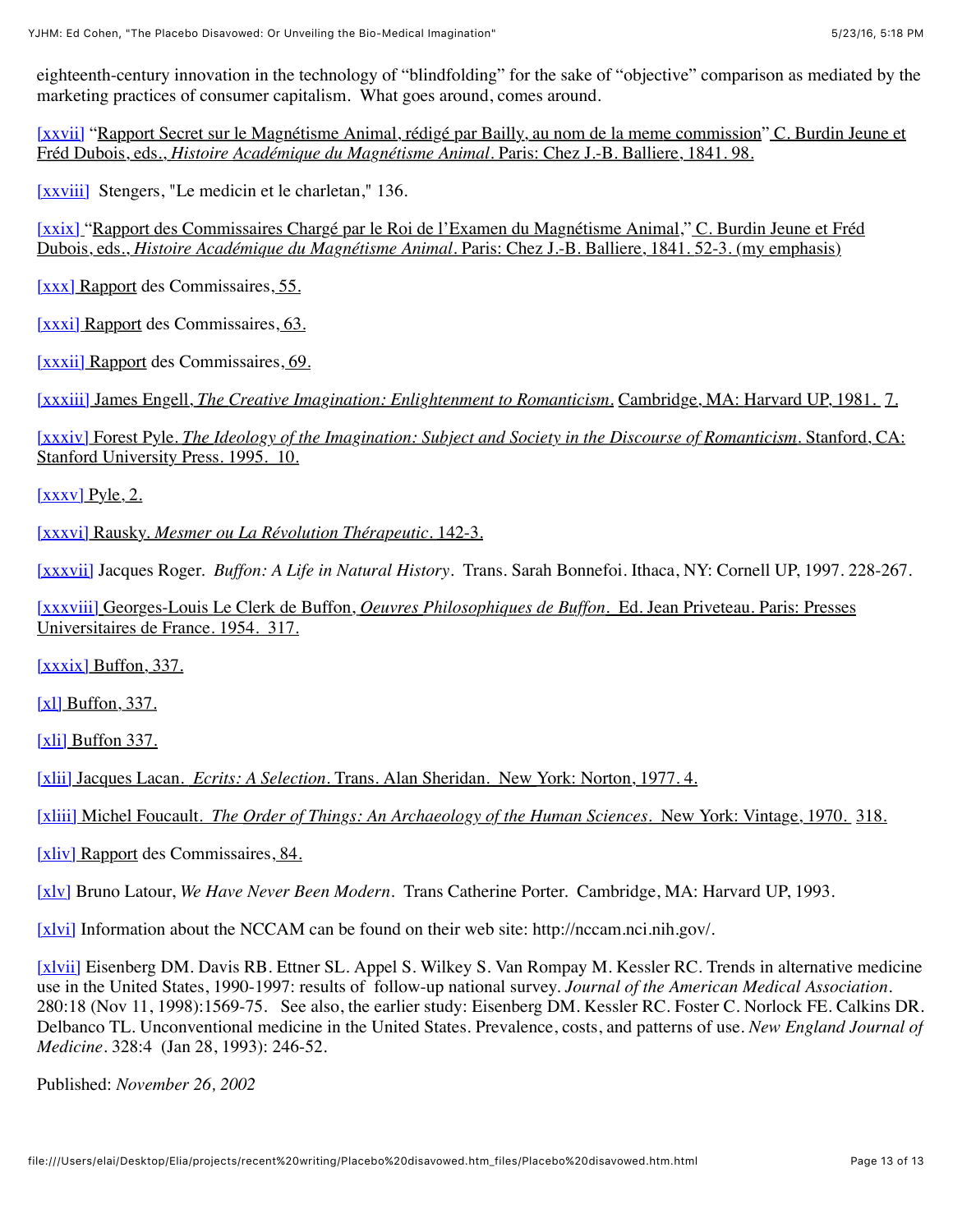eighteenth-century innovation in the technology of "blindfolding" for the sake of "objective" comparison as mediated by the marketing practices of consumer capitalism. What goes around, comes around.

[xxvii] "Rapport Secret sur le Magnétisme Animal, rédigé par Bailly, au nom de la meme commission" C. Burdin Jeune et Fréd Dubois, eds., *Histoire Académique du Magnétisme Animal*. Paris: Chez J.-B. Balliere, 1841. 98.

[xxviii] Stengers, "Le medicin et le charletan," 136.

[xxix] "Rapport des Commissaires Chargé par le Roi de l'Examen du Magnétisme Animal," C. Burdin Jeune et Fréd Dubois, eds., *Histoire Académique du Magnétisme Animal*. Paris: Chez J.-B. Balliere, 1841. 52-3. (my emphasis)

[xxx] Rapport des Commissaires, 55.

[xxxi] Rapport des Commissaires, 63.

[xxxii] Rapport des Commissaires, 69.

[xxxiii] James Engell, *The Creative Imagination: Enlightenment to Romanticism*. Cambridge, MA: Harvard UP, 1981. 7.

[xxxiv] Forest Pyle. *The Ideology of the Imagination: Subject and Society in the Discourse of Romanticism*. Stanford, CA: Stanford University Press. 1995. 10.

[xxxv] Pyle, 2.

[xxxvi] Rausky. *Mesmer ou La Révolution Thérapeutic*. 142-3.

[xxxvii] Jacques Roger. *Buffon: A Life in Natural History*. Trans. Sarah Bonnefoi. Ithaca, NY: Cornell UP, 1997. 228-267.

[xxxviii] Georges-Louis Le Clerk de Buffon, *Oeuvres Philosophiques de Buffon*. Ed. Jean Priveteau. Paris: Presses Universitaires de France. 1954. 317.

[xxxix] Buffon, 337.

[xl] Buffon, 337.

[xli] Buffon 337.

[xlii] Jacques Lacan. *Ecrits: A Selection*. Trans. Alan Sheridan. New York: Norton, 1977. 4.

[xliii] Michel Foucault. *The Order of Things: An Archaeology of the Human Sciences*. New York: Vintage, 1970. 318.

[xliv] Rapport des Commissaires, 84.

[xlv] Bruno Latour, *We Have Never Been Modern*. Trans Catherine Porter. Cambridge, MA: Harvard UP, 1993.

[xlvi] Information about the NCCAM can be found on their web site: http://nccam.nci.nih.gov/.

[xlvii] Eisenberg DM. Davis RB. Ettner SL. Appel S. Wilkey S. Van Rompay M. Kessler RC. Trends in alternative medicine use in the United States, 1990-1997: results of follow-up national survey. *Journal of the American Medical Association*. 280:18 (Nov 11, 1998):1569-75. See also, the earlier study: Eisenberg DM. Kessler RC. Foster C. Norlock FE. Calkins DR. Delbanco TL. Unconventional medicine in the United States. Prevalence, costs, and patterns of use. *New England Journal of Medicine*. 328:4 (Jan 28, 1993): 246-52.

Published: *November 26, 2002*